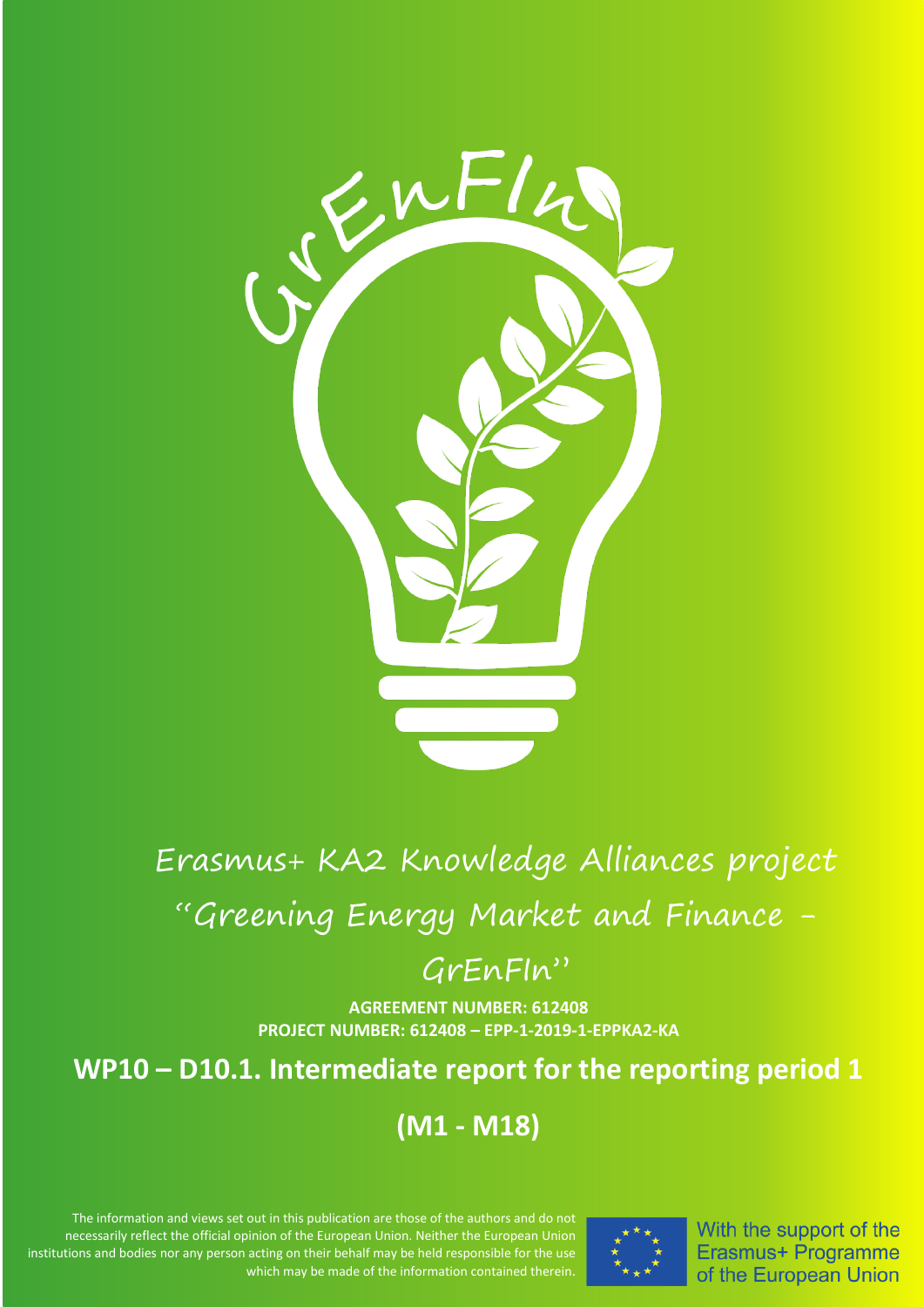Erasmus+ KA2 Knowledge Alliances project

"Greening Energy Market and Finance – GrEnFIn"

**AGREEMENT NUMBER: 612408**
**PROJECT NUMBER: 612408 – EPP-1-2019-1-EPPKA2-KA**

# WP10 – D10.1. Intermediate report for the reporting period 1

# (M1 - M18)

The information and views set out in this publication are those of the authors and do not necessarily reflect the official opinion of the European Union. Neither the European Union institutions and bodies nor any person acting on their behalf may be held responsible for the use which may be made of the information contained therein.

With the support of the Erasmus+ Programme of the European Union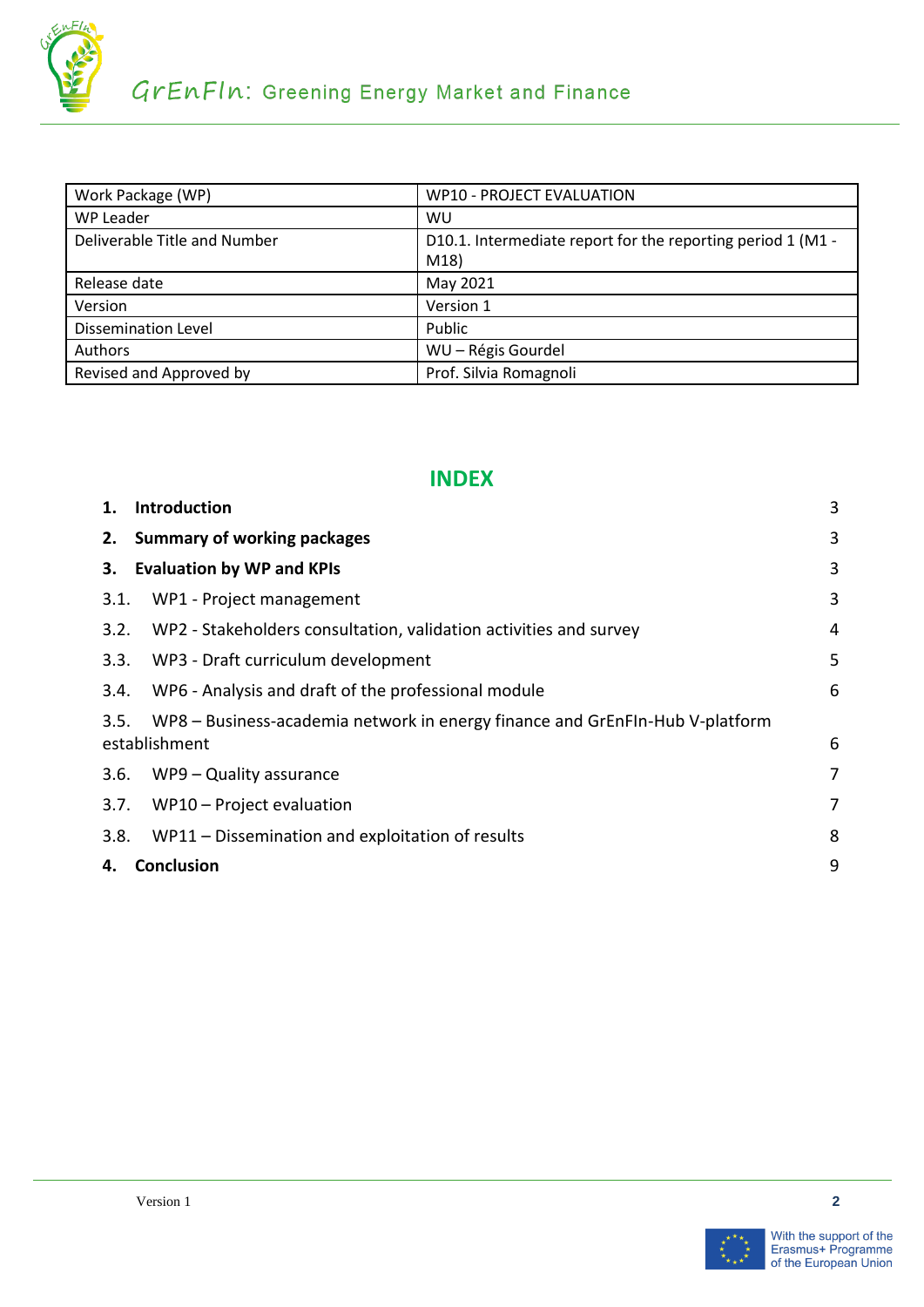| Work Package (WP) | WP10 - PROJECT EVALUATION |
|---|---|
| WP Leader | WU |
| Deliverable Title and Number | D10.1. Intermediate report for the reporting period 1 (M1 - M18) |
| Release date | May 2021 |
| Version | Version 1 |
| Dissemination Level | Public |
| Authors | WU – Régis Gourdel |
| Revised and Approved by | Prof. Silvia Romagnoli |

## INDEX

**1. Introduction** 3

**2. Summary of working packages** 3

**3. Evaluation by WP and KPIs** 3

3.1. WP1 - Project management 3

3.2. WP2 - Stakeholders consultation, validation activities and survey 4

3.3. WP3 - Draft curriculum development 5

3.4. WP6 - Analysis and draft of the professional module 6

3.5. WP8 – Business-academia network in energy finance and GrEnFIn-Hub V-platform establishment 6

3.6. WP9 – Quality assurance 7

3.7. WP10 – Project evaluation 7

3.8. WP11 – Dissemination and exploitation of results 8

**4. Conclusion** 9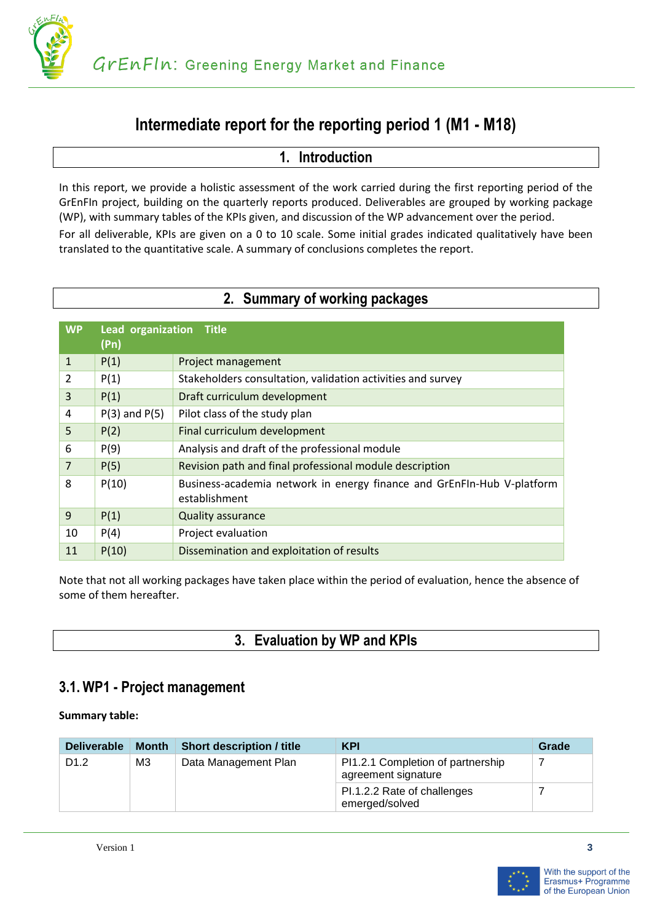# Intermediate report for the reporting period 1 (M1 - M18)

## 1. Introduction

In this report, we provide a holistic assessment of the work carried during the first reporting period of the GrEnFIn project, building on the quarterly reports produced. Deliverables are grouped by working package (WP), with summary tables of the KPIs given, and discussion of the WP advancement over the period.

For all deliverable, KPIs are given on a 0 to 10 scale. Some initial grades indicated qualitatively have been translated to the quantitative scale. A summary of conclusions completes the report.

## 2. Summary of working packages

| WP | Lead organization (Pn) | Title |
|---|---|---|
| 1 | P(1) | Project management |
| 2 | P(1) | Stakeholders consultation, validation activities and survey |
| 3 | P(1) | Draft curriculum development |
| 4 | P(3) and P(5) | Pilot class of the study plan |
| 5 | P(2) | Final curriculum development |
| 6 | P(9) | Analysis and draft of the professional module |
| 7 | P(5) | Revision path and final professional module description |
| 8 | P(10) | Business-academia network in energy finance and GrEnFIn-Hub V-platform establishment |
| 9 | P(1) | Quality assurance |
| 10 | P(4) | Project evaluation |
| 11 | P(10) | Dissemination and exploitation of results |

Note that not all working packages have taken place within the period of evaluation, hence the absence of some of them hereafter.

## 3. Evaluation by WP and KPIs

### 3.1. WP1 - Project management

**Summary table:**

| Deliverable | Month | Short description / title | KPI | Grade |
|---|---|---|---|---|
| D1.2 | M3 | Data Management Plan | PI1.2.1 Completion of partnership agreement signature | 7 |
| | | | PI.1.2.2 Rate of challenges emerged/solved | 7 |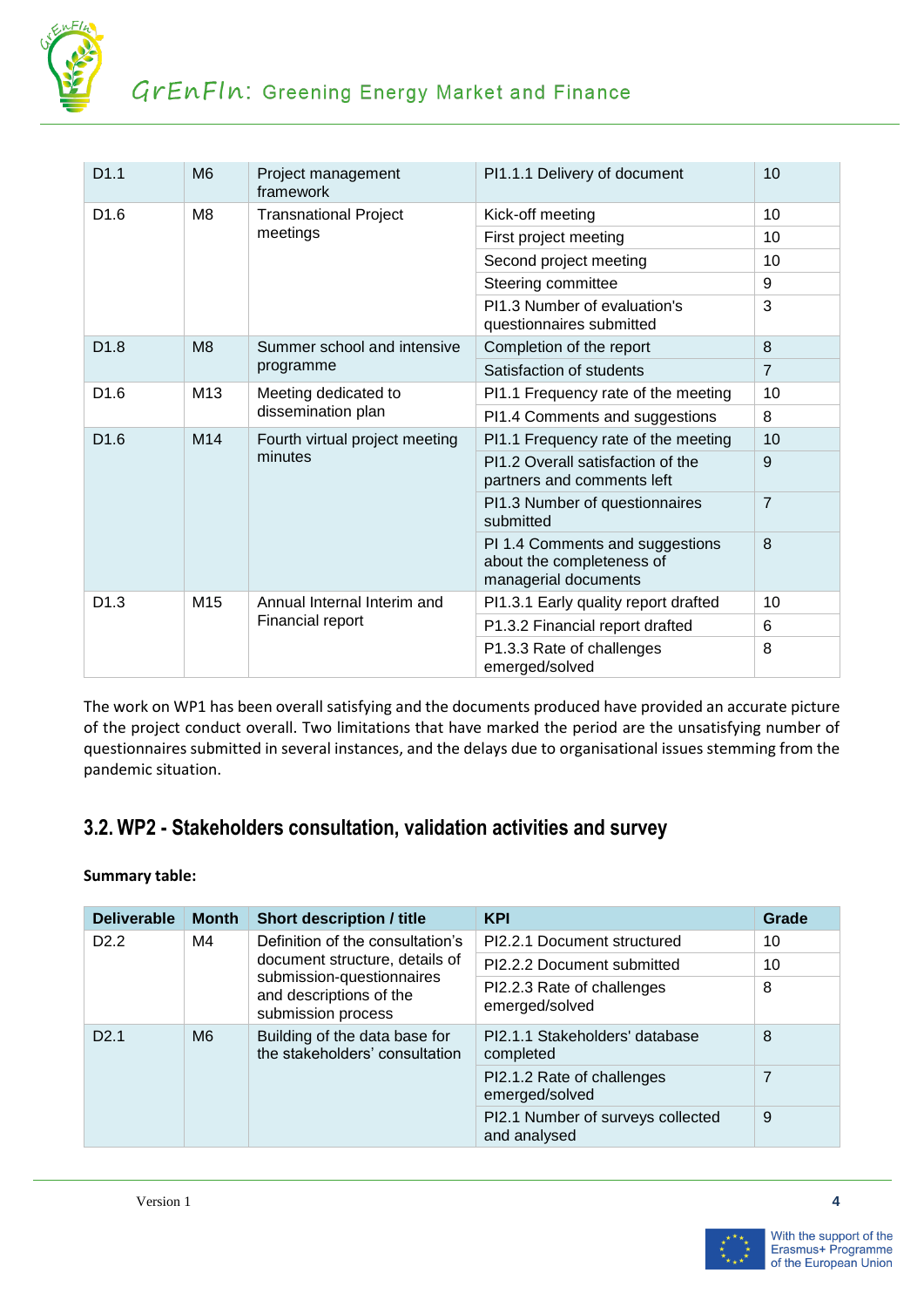| | | | | |
|---|---|---|---|---|
| D1.1 | M6 | Project management framework | PI1.1.1 Delivery of document | 10 |
| D1.6 | M8 | Transnational Project meetings | Kick-off meeting | 10 |
| | | | First project meeting | 10 |
| | | | Second project meeting | 10 |
| | | | Steering committee | 9 |
| | | | PI1.3 Number of evaluation's questionnaires submitted | 3 |
| D1.8 | M8 | Summer school and intensive programme | Completion of the report | 8 |
| | | | Satisfaction of students | 7 |
| D1.6 | M13 | Meeting dedicated to dissemination plan | PI1.1 Frequency rate of the meeting | 10 |
| | | | PI1.4 Comments and suggestions | 8 |
| D1.6 | M14 | Fourth virtual project meeting minutes | PI1.1 Frequency rate of the meeting | 10 |
| | | | PI1.2 Overall satisfaction of the partners and comments left | 9 |
| | | | PI1.3 Number of questionnaires submitted | 7 |
| | | | PI 1.4 Comments and suggestions about the completeness of managerial documents | 8 |
| D1.3 | M15 | Annual Internal Interim and Financial report | PI1.3.1 Early quality report drafted | 10 |
| | | | P1.3.2 Financial report drafted | 6 |
| | | | P1.3.3 Rate of challenges emerged/solved | 8 |

The work on WP1 has been overall satisfying and the documents produced have provided an accurate picture of the project conduct overall. Two limitations that have marked the period are the unsatisfying number of questionnaires submitted in several instances, and the delays due to organisational issues stemming from the pandemic situation.

## 3.2. WP2 - Stakeholders consultation, validation activities and survey

**Summary table:**

| Deliverable | Month | Short description / title | KPI | Grade |
|---|---|---|---|---|
| D2.2 | M4 | Definition of the consultation's document structure, details of submission-questionnaires and descriptions of the submission process | PI2.2.1 Document structured | 10 |
| | | | PI2.2.2 Document submitted | 10 |
| | | | PI2.2.3 Rate of challenges emerged/solved | 8 |
| D2.1 | M6 | Building of the data base for the stakeholders' consultation | PI2.1.1 Stakeholders' database completed | 8 |
| | | | PI2.1.2 Rate of challenges emerged/solved | 7 |
| | | | PI2.1 Number of surveys collected and analysed | 9 |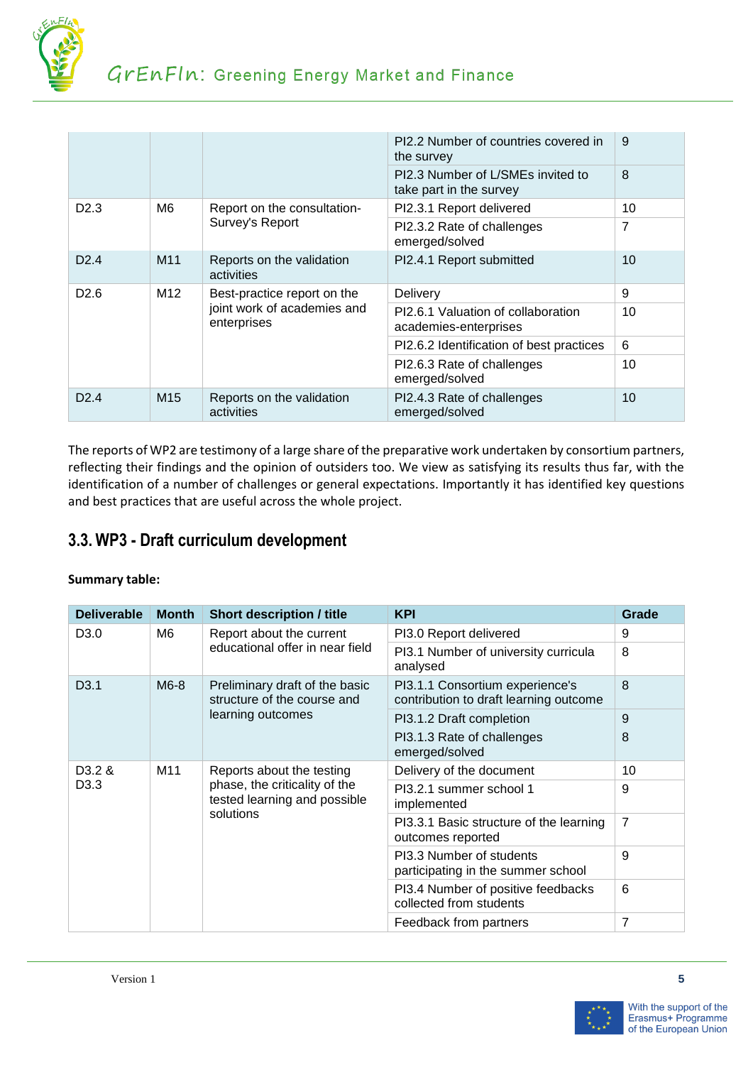| | | | PI2.2 Number of countries covered in the survey | 9 |
|---|---|---|---|---|
| | | | PI2.3 Number of L/SMEs invited to take part in the survey | 8 |
| D2.3 | M6 | Report on the consultation-Survey's Report | PI2.3.1 Report delivered | 10 |
| | | | PI2.3.2 Rate of challenges emerged/solved | 7 |
| D2.4 | M11 | Reports on the validation activities | PI2.4.1 Report submitted | 10 |
| D2.6 | M12 | Best-practice report on the joint work of academies and enterprises | Delivery | 9 |
| | | | PI2.6.1 Valuation of collaboration academies-enterprises | 10 |
| | | | PI2.6.2 Identification of best practices | 6 |
| | | | PI2.6.3 Rate of challenges emerged/solved | 10 |
| D2.4 | M15 | Reports on the validation activities | PI2.4.3 Rate of challenges emerged/solved | 10 |

The reports of WP2 are testimony of a large share of the preparative work undertaken by consortium partners, reflecting their findings and the opinion of outsiders too. We view as satisfying its results thus far, with the identification of a number of challenges or general expectations. Importantly it has identified key questions and best practices that are useful across the whole project.

## 3.3. WP3 - Draft curriculum development

**Summary table:**

| Deliverable | Month | Short description / title | KPI | Grade |
|---|---|---|---|---|
| D3.0 | M6 | Report about the current educational offer in near field | PI3.0 Report delivered | 9 |
| | | | PI3.1 Number of university curricula analysed | 8 |
| D3.1 | M6-8 | Preliminary draft of the basic structure of the course and learning outcomes | PI3.1.1 Consortium experience's contribution to draft learning outcome | 8 |
| | | | PI3.1.2 Draft completion | 9 |
| | | | PI3.1.3 Rate of challenges emerged/solved | 8 |
| D3.2 & D3.3 | M11 | Reports about the testing phase, the criticality of the tested learning and possible solutions | Delivery of the document | 10 |
| | | | PI3.2.1 summer school 1 implemented | 9 |
| | | | PI3.3.1 Basic structure of the learning outcomes reported | 7 |
| | | | PI3.3 Number of students participating in the summer school | 9 |
| | | | PI3.4 Number of positive feedbacks collected from students | 6 |
| | | | Feedback from partners | 7 |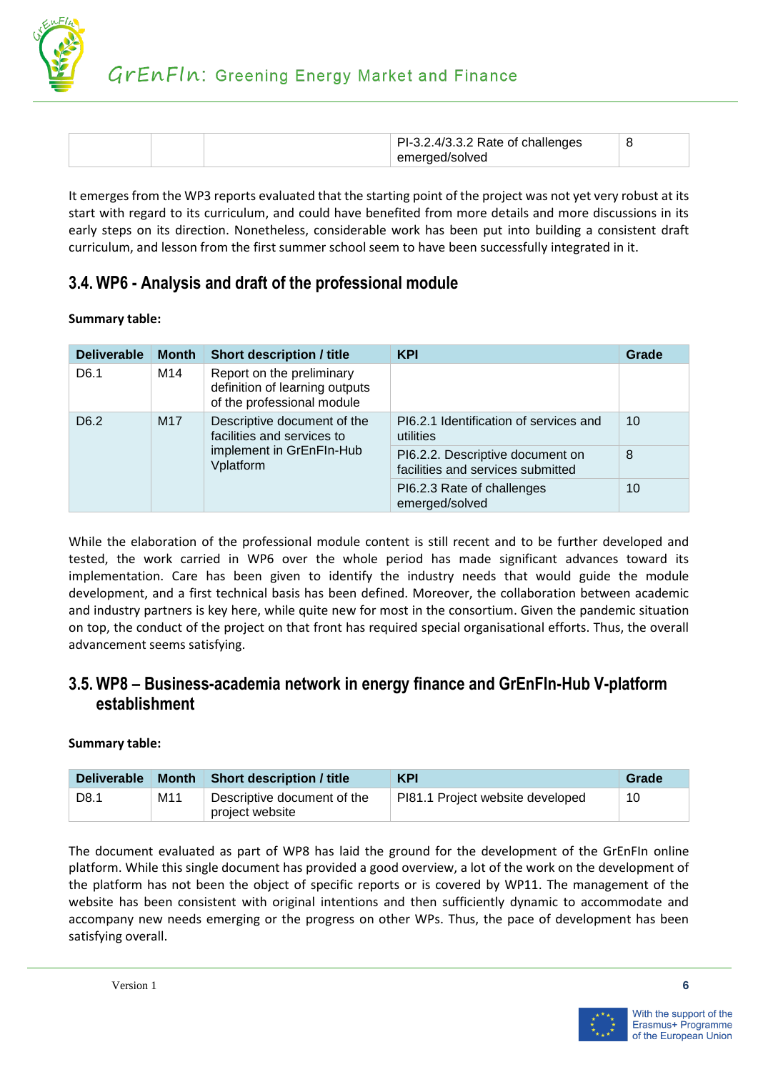| | | | PI-3.2.4/3.3.2 Rate of challenges emerged/solved | 8 |
|---|---|---|---|---|

It emerges from the WP3 reports evaluated that the starting point of the project was not yet very robust at its start with regard to its curriculum, and could have benefited from more details and more discussions in its early steps on its direction. Nonetheless, considerable work has been put into building a consistent draft curriculum, and lesson from the first summer school seem to have been successfully integrated in it.

## 3.4. WP6 - Analysis and draft of the professional module

**Summary table:**

| Deliverable | Month | Short description / title | KPI | Grade |
|---|---|---|---|---|
| D6.1 | M14 | Report on the preliminary definition of learning outputs of the professional module | | |
| D6.2 | M17 | Descriptive document of the facilities and services to implement in GrEnFIn-Hub Vplatform | PI6.2.1 Identification of services and utilities | 10 |
| | | | PI6.2.2. Descriptive document on facilities and services submitted | 8 |
| | | | PI6.2.3 Rate of challenges emerged/solved | 10 |

While the elaboration of the professional module content is still recent and to be further developed and tested, the work carried in WP6 over the whole period has made significant advances toward its implementation. Care has been given to identify the industry needs that would guide the module development, and a first technical basis has been defined. Moreover, the collaboration between academic and industry partners is key here, while quite new for most in the consortium. Given the pandemic situation on top, the conduct of the project on that front has required special organisational efforts. Thus, the overall advancement seems satisfying.

## 3.5. WP8 – Business-academia network in energy finance and GrEnFIn-Hub V-platform establishment

**Summary table:**

| Deliverable | Month | Short description / title | KPI | Grade |
|---|---|---|---|---|
| D8.1 | M11 | Descriptive document of the project website | PI81.1 Project website developed | 10 |

The document evaluated as part of WP8 has laid the ground for the development of the GrEnFIn online platform. While this single document has provided a good overview, a lot of the work on the development of the platform has not been the object of specific reports or is covered by WP11. The management of the website has been consistent with original intentions and then sufficiently dynamic to accommodate and accompany new needs emerging or the progress on other WPs. Thus, the pace of development has been satisfying overall.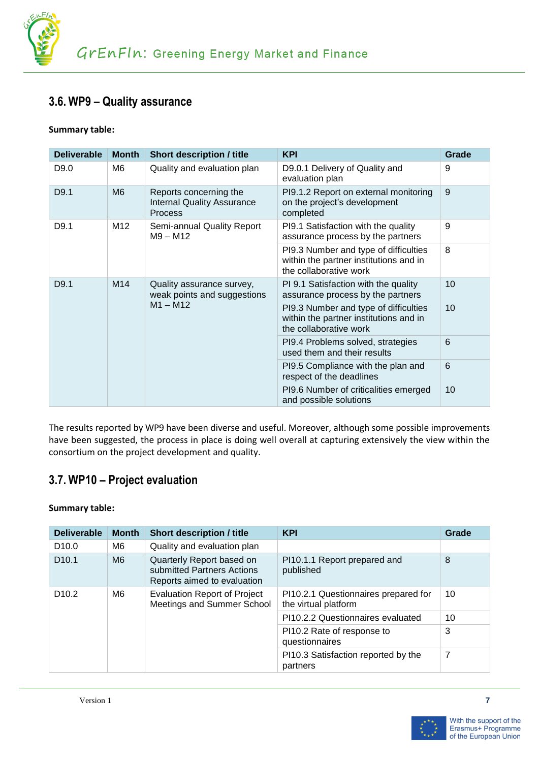## 3.6. WP9 – Quality assurance

**Summary table:**

| Deliverable | Month | Short description / title | KPI | Grade |
|---|---|---|---|---|
| D9.0 | M6 | Quality and evaluation plan | D9.0.1 Delivery of Quality and evaluation plan | 9 |
| D9.1 | M6 | Reports concerning the Internal Quality Assurance Process | PI9.1.2 Report on external monitoring on the project's development completed | 9 |
| D9.1 | M12 | Semi-annual Quality Report M9 – M12 | PI9.1 Satisfaction with the quality assurance process by the partners | 9 |
| | | | PI9.3 Number and type of difficulties within the partner institutions and in the collaborative work | 8 |
| D9.1 | M14 | Quality assurance survey, weak points and suggestions M1 – M12 | PI 9.1 Satisfaction with the quality assurance process by the partners | 10 |
| | | | PI9.3 Number and type of difficulties within the partner institutions and in the collaborative work | 10 |
| | | | PI9.4 Problems solved, strategies used them and their results | 6 |
| | | | PI9.5 Compliance with the plan and respect of the deadlines | 6 |
| | | | PI9.6 Number of criticalities emerged and possible solutions | 10 |

The results reported by WP9 have been diverse and useful. Moreover, although some possible improvements have been suggested, the process in place is doing well overall at capturing extensively the view within the consortium on the project development and quality.

## 3.7. WP10 – Project evaluation

**Summary table:**

| Deliverable | Month | Short description / title | KPI | Grade |
|---|---|---|---|---|
| D10.0 | M6 | Quality and evaluation plan | | |
| D10.1 | M6 | Quarterly Report based on submitted Partners Actions Reports aimed to evaluation | PI10.1.1 Report prepared and published | 8 |
| D10.2 | M6 | Evaluation Report of Project Meetings and Summer School | PI10.2.1 Questionnaires prepared for the virtual platform | 10 |
| | | | PI10.2.2 Questionnaires evaluated | 10 |
| | | | PI10.2 Rate of response to questionnaires | 3 |
| | | | PI10.3 Satisfaction reported by the partners | 7 |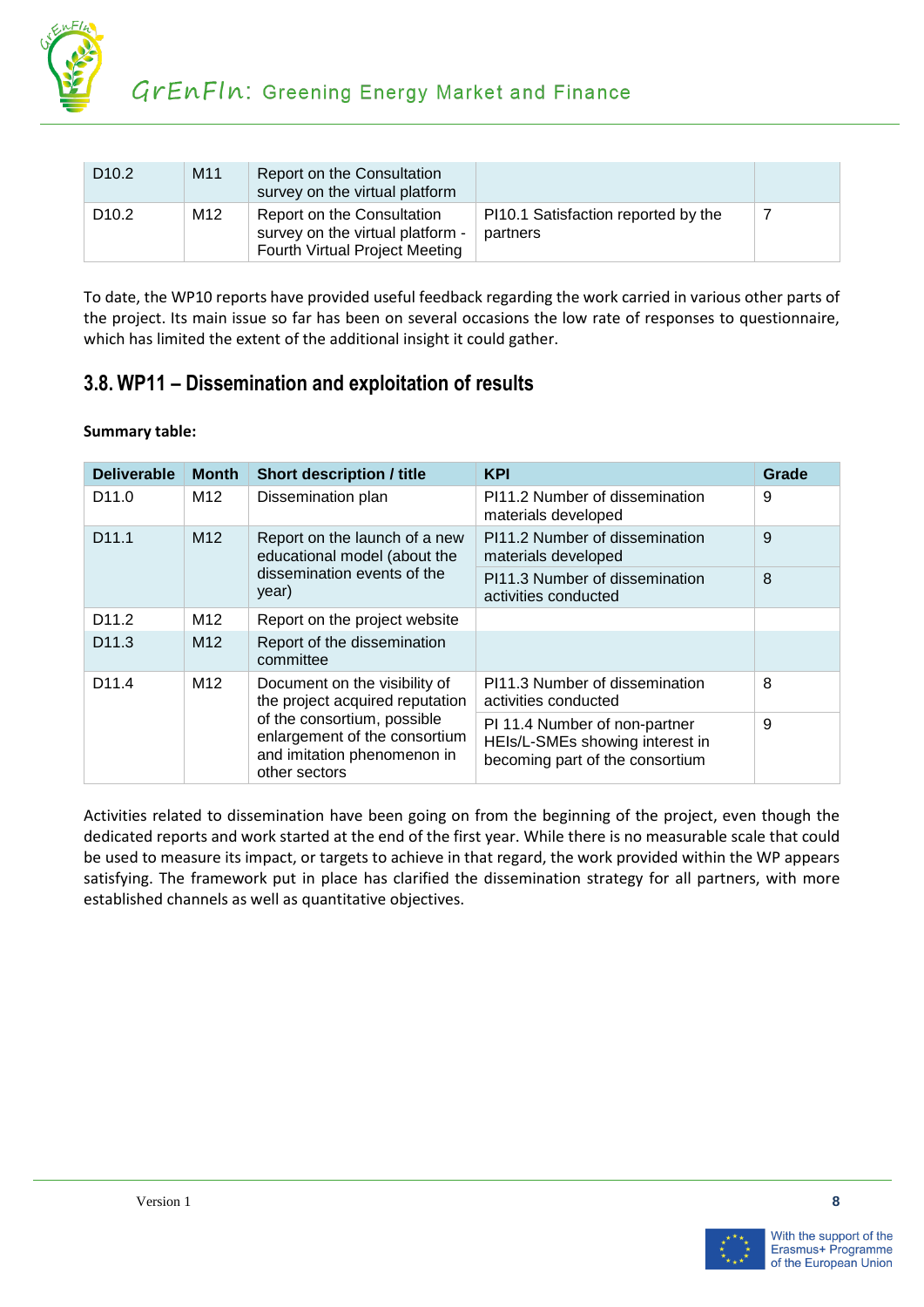| D10.2 | M11 | Report on the Consultation survey on the virtual platform | | |
|---|---|---|---|---|
| D10.2 | M12 | Report on the Consultation survey on the virtual platform - Fourth Virtual Project Meeting | PI10.1 Satisfaction reported by the partners | 7 |

To date, the WP10 reports have provided useful feedback regarding the work carried in various other parts of the project. Its main issue so far has been on several occasions the low rate of responses to questionnaire, which has limited the extent of the additional insight it could gather.

## 3.8. WP11 – Dissemination and exploitation of results

**Summary table:**

| Deliverable | Month | Short description / title | KPI | Grade |
|---|---|---|---|---|
| D11.0 | M12 | Dissemination plan | PI11.2 Number of dissemination materials developed | 9 |
| D11.1 | M12 | Report on the launch of a new educational model (about the dissemination events of the year) | PI11.2 Number of dissemination materials developed | 9 |
| | | | PI11.3 Number of dissemination activities conducted | 8 |
| D11.2 | M12 | Report on the project website | | |
| D11.3 | M12 | Report of the dissemination committee | | |
| D11.4 | M12 | Document on the visibility of the project acquired reputation of the consortium, possible enlargement of the consortium and imitation phenomenon in other sectors | PI11.3 Number of dissemination activities conducted | 8 |
| | | | PI 11.4 Number of non-partner HEIs/L-SMEs showing interest in becoming part of the consortium | 9 |

Activities related to dissemination have been going on from the beginning of the project, even though the dedicated reports and work started at the end of the first year. While there is no measurable scale that could be used to measure its impact, or targets to achieve in that regard, the work provided within the WP appears satisfying. The framework put in place has clarified the dissemination strategy for all partners, with more established channels as well as quantitative objectives.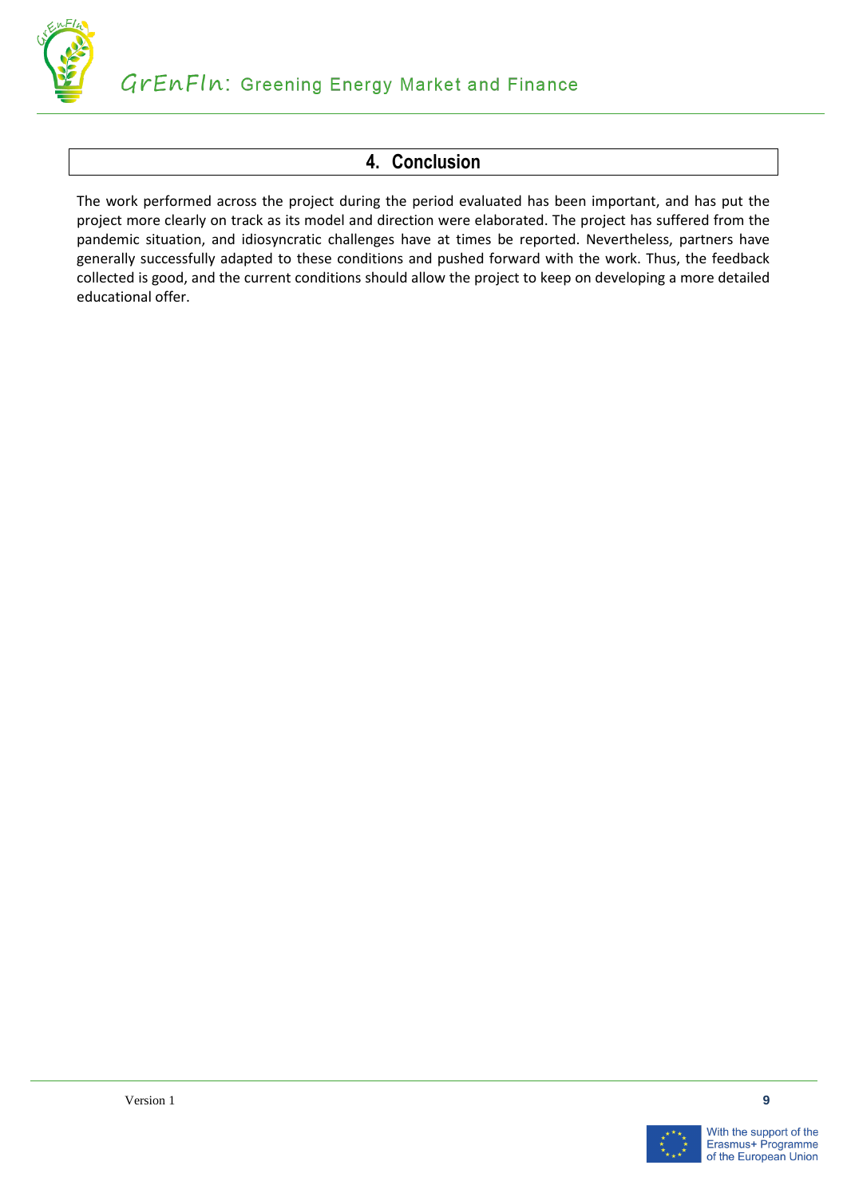# 4. Conclusion

The work performed across the project during the period evaluated has been important, and has put the project more clearly on track as its model and direction were elaborated. The project has suffered from the pandemic situation, and idiosyncratic challenges have at times be reported. Nevertheless, partners have generally successfully adapted to these conditions and pushed forward with the work. Thus, the feedback collected is good, and the current conditions should allow the project to keep on developing a more detailed educational offer.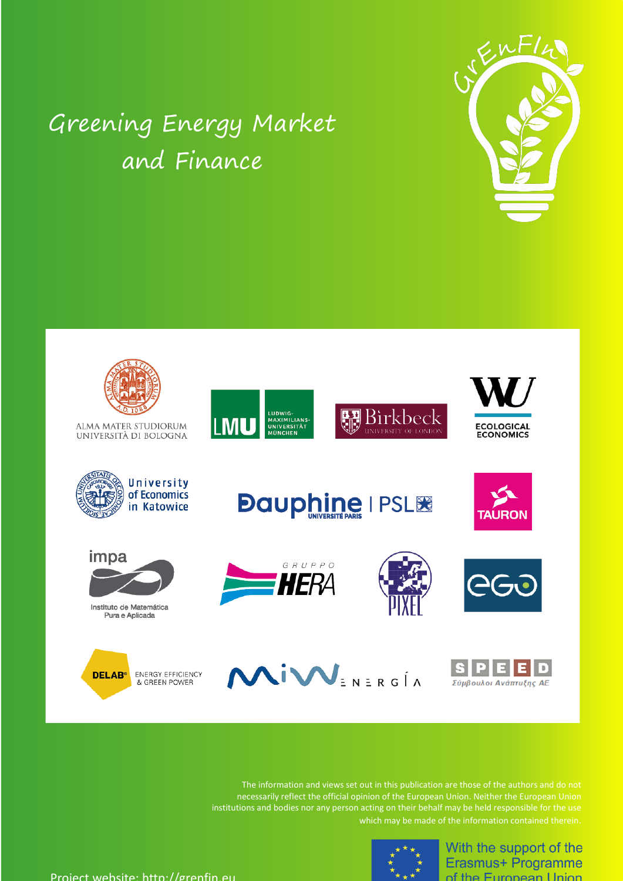# Greening Energy Market and Finance

GrEnFIn

ALMA MATER STUDIORUM UNIVERSITÀ DI BOLOGNA

LMU LUDWIG-MAXIMILIANS-UNIVERSITÄT MÜNCHEN

Birkbeck UNIVERSITY OF LONDON

WU ECOLOGICAL ECONOMICS

University of Economics in Katowice

Dauphine | PSL UNIVERSITÉ PARIS

TAURON

impa Instituto de Matemática Pura e Aplicada

GRUPPO HERA

PIXEL

eGo

DELAB ENERGY EFFICIENCY & GREEN POWER

MIW ENERGÍA

SPEED Σύμβουλοι Ανάπτυξης ΑΕ

The information and views set out in this publication are those of the authors and do not necessarily reflect the official opinion of the European Union. Neither the European Union institutions and bodies nor any person acting on their behalf may be held responsible for the use which may be made of the information contained therein.

With the support of the Erasmus+ Programme of the European Union

Project website: http://grenfin.eu